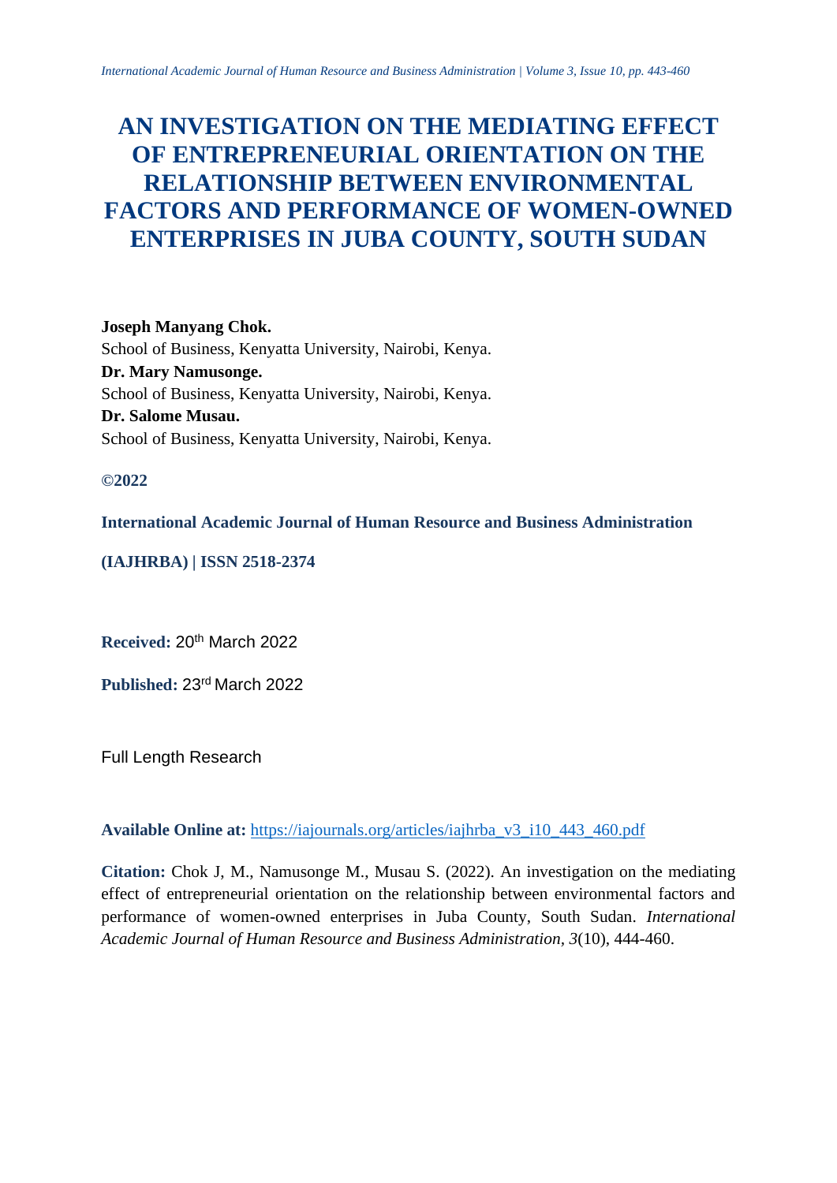# AN INVESTIGATION ON THE MEDIATING EFFECT OF ENTREPRENEURIAL ORIENTATION ON THE RELATIONSHIP BETWEEN ENVIRONMENTAL FACTORS AND PERFORMANCE OF WOMEN-OWNED ENTERPRISES IN JUBA COUNTY, SOUTH SUDAN

**Joseph Manyang Chok.**
School of Business, Kenyatta University, Nairobi, Kenya.
**Dr. Mary Namusonge.**
School of Business, Kenyatta University, Nairobi, Kenya.
**Dr. Salome Musau.**
School of Business, Kenyatta University, Nairobi, Kenya.

**©2022**

**International Academic Journal of Human Resource and Business Administration**

**(IAJHRBA) | ISSN 2518-2374**

**Received:** 20th March 2022

**Published:** 23rd March 2022

Full Length Research

**Available Online at:** https://iajournals.org/articles/iajhrba_v3_i10_443_460.pdf

**Citation:** Chok J, M., Namusonge M., Musau S. (2022). An investigation on the mediating effect of entrepreneurial orientation on the relationship between environmental factors and performance of women-owned enterprises in Juba County, South Sudan. *International Academic Journal of Human Resource and Business Administration, 3*(10), 444-460.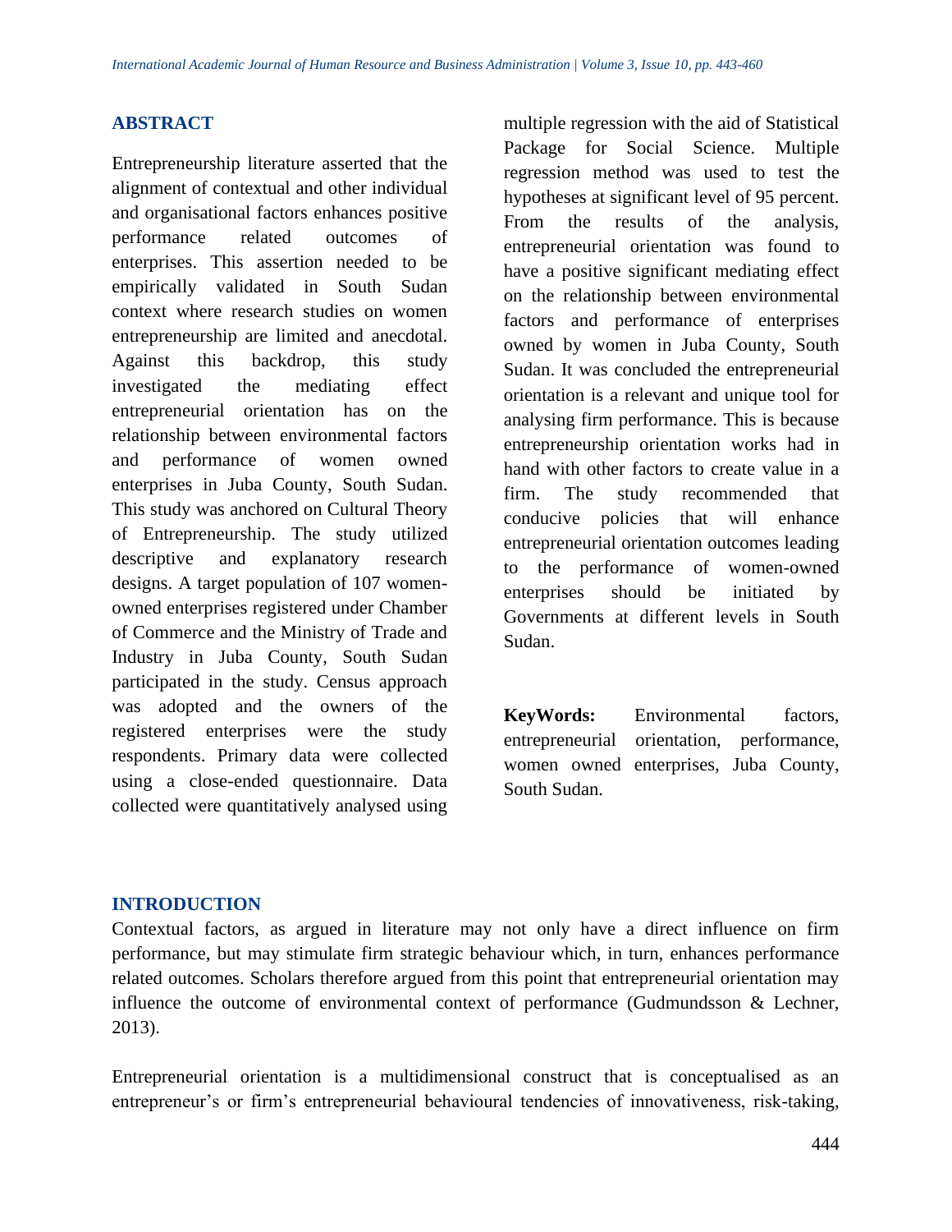## ABSTRACT

Entrepreneurship literature asserted that the alignment of contextual and other individual and organisational factors enhances positive performance related outcomes of enterprises. This assertion needed to be empirically validated in South Sudan context where research studies on women entrepreneurship are limited and anecdotal. Against this backdrop, this study investigated the mediating effect entrepreneurial orientation has on the relationship between environmental factors and performance of women owned enterprises in Juba County, South Sudan. This study was anchored on Cultural Theory of Entrepreneurship. The study utilized descriptive and explanatory research designs. A target population of 107 women-owned enterprises registered under Chamber of Commerce and the Ministry of Trade and Industry in Juba County, South Sudan participated in the study. Census approach was adopted and the owners of the registered enterprises were the study respondents. Primary data were collected using a close-ended questionnaire. Data collected were quantitatively analysed using multiple regression with the aid of Statistical Package for Social Science. Multiple regression method was used to test the hypotheses at significant level of 95 percent. From the results of the analysis, entrepreneurial orientation was found to have a positive significant mediating effect on the relationship between environmental factors and performance of enterprises owned by women in Juba County, South Sudan. It was concluded the entrepreneurial orientation is a relevant and unique tool for analysing firm performance. This is because entrepreneurship orientation works had in hand with other factors to create value in a firm. The study recommended that conducive policies that will enhance entrepreneurial orientation outcomes leading to the performance of women-owned enterprises should be initiated by Governments at different levels in South Sudan.

**KeyWords:** Environmental factors, entrepreneurial orientation, performance, women owned enterprises, Juba County, South Sudan.

## INTRODUCTION

Contextual factors, as argued in literature may not only have a direct influence on firm performance, but may stimulate firm strategic behaviour which, in turn, enhances performance related outcomes. Scholars therefore argued from this point that entrepreneurial orientation may influence the outcome of environmental context of performance (Gudmundsson & Lechner, 2013).

Entrepreneurial orientation is a multidimensional construct that is conceptualised as an entrepreneur's or firm's entrepreneurial behavioural tendencies of innovativeness, risk-taking,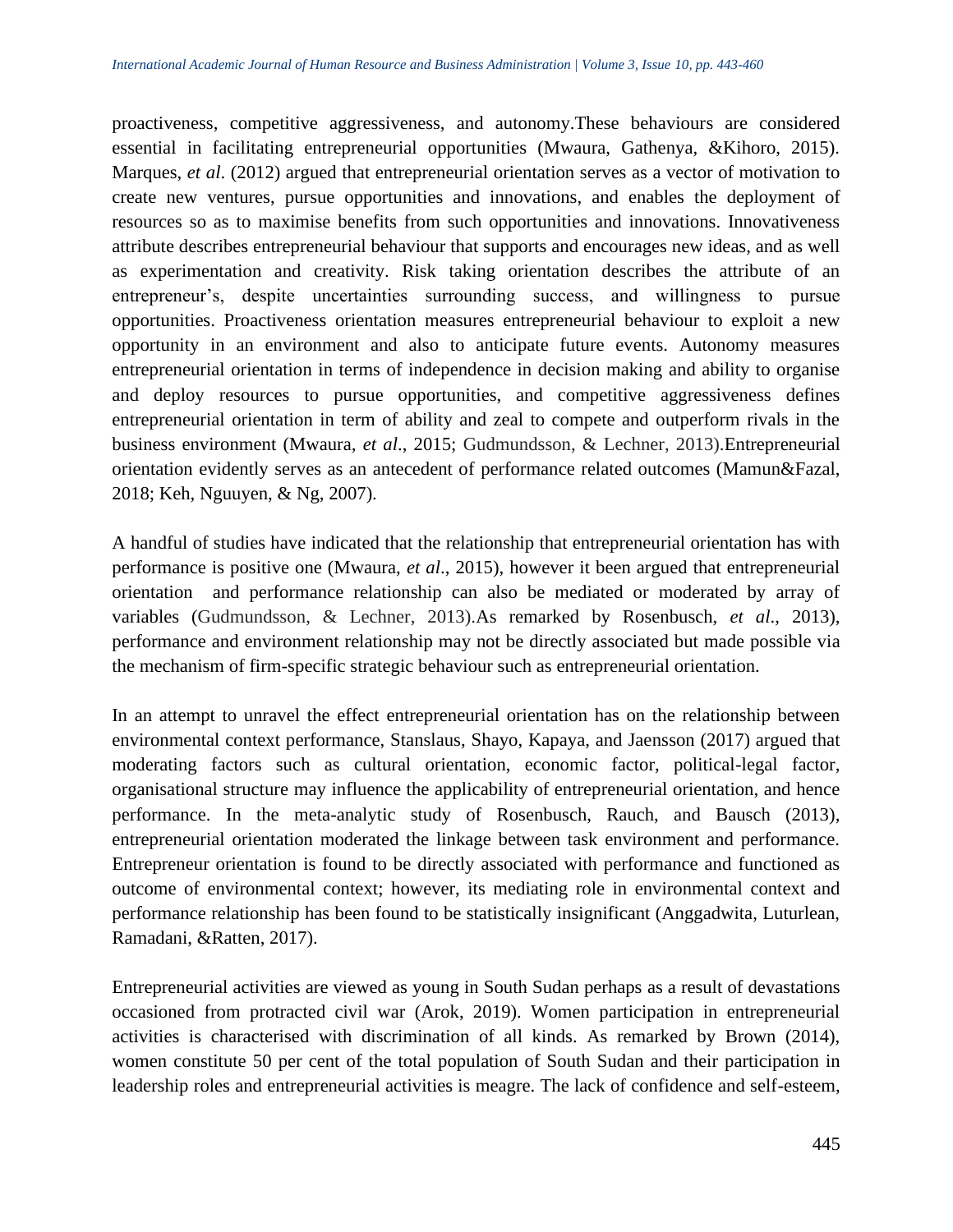proactiveness, competitive aggressiveness, and autonomy.These behaviours are considered essential in facilitating entrepreneurial opportunities (Mwaura, Gathenya, &Kihoro, 2015). Marques, *et al*. (2012) argued that entrepreneurial orientation serves as a vector of motivation to create new ventures, pursue opportunities and innovations, and enables the deployment of resources so as to maximise benefits from such opportunities and innovations. Innovativeness attribute describes entrepreneurial behaviour that supports and encourages new ideas, and as well as experimentation and creativity. Risk taking orientation describes the attribute of an entrepreneur's, despite uncertainties surrounding success, and willingness to pursue opportunities. Proactiveness orientation measures entrepreneurial behaviour to exploit a new opportunity in an environment and also to anticipate future events. Autonomy measures entrepreneurial orientation in terms of independence in decision making and ability to organise and deploy resources to pursue opportunities, and competitive aggressiveness defines entrepreneurial orientation in term of ability and zeal to compete and outperform rivals in the business environment (Mwaura, *et al*., 2015; Gudmundsson, & Lechner, 2013).Entrepreneurial orientation evidently serves as an antecedent of performance related outcomes (Mamun&Fazal, 2018; Keh, Nguuyen, & Ng, 2007).

A handful of studies have indicated that the relationship that entrepreneurial orientation has with performance is positive one (Mwaura, *et al*., 2015), however it been argued that entrepreneurial orientation and performance relationship can also be mediated or moderated by array of variables (Gudmundsson, & Lechner, 2013).As remarked by Rosenbusch, *et al*., 2013), performance and environment relationship may not be directly associated but made possible via the mechanism of firm-specific strategic behaviour such as entrepreneurial orientation.

In an attempt to unravel the effect entrepreneurial orientation has on the relationship between environmental context performance, Stanslaus, Shayo, Kapaya, and Jaensson (2017) argued that moderating factors such as cultural orientation, economic factor, political-legal factor, organisational structure may influence the applicability of entrepreneurial orientation, and hence performance. In the meta-analytic study of Rosenbusch, Rauch, and Bausch (2013), entrepreneurial orientation moderated the linkage between task environment and performance. Entrepreneur orientation is found to be directly associated with performance and functioned as outcome of environmental context; however, its mediating role in environmental context and performance relationship has been found to be statistically insignificant (Anggadwita, Luturlean, Ramadani, &Ratten, 2017).

Entrepreneurial activities are viewed as young in South Sudan perhaps as a result of devastations occasioned from protracted civil war (Arok, 2019). Women participation in entrepreneurial activities is characterised with discrimination of all kinds. As remarked by Brown (2014), women constitute 50 per cent of the total population of South Sudan and their participation in leadership roles and entrepreneurial activities is meagre. The lack of confidence and self-esteem,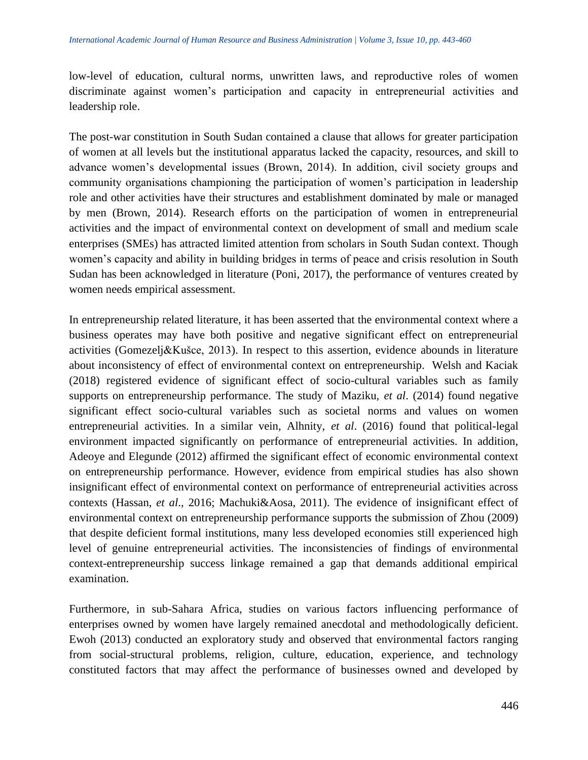low-level of education, cultural norms, unwritten laws, and reproductive roles of women discriminate against women's participation and capacity in entrepreneurial activities and leadership role.

The post-war constitution in South Sudan contained a clause that allows for greater participation of women at all levels but the institutional apparatus lacked the capacity, resources, and skill to advance women's developmental issues (Brown, 2014). In addition, civil society groups and community organisations championing the participation of women's participation in leadership role and other activities have their structures and establishment dominated by male or managed by men (Brown, 2014). Research efforts on the participation of women in entrepreneurial activities and the impact of environmental context on development of small and medium scale enterprises (SMEs) has attracted limited attention from scholars in South Sudan context. Though women's capacity and ability in building bridges in terms of peace and crisis resolution in South Sudan has been acknowledged in literature (Poni, 2017), the performance of ventures created by women needs empirical assessment.

In entrepreneurship related literature, it has been asserted that the environmental context where a business operates may have both positive and negative significant effect on entrepreneurial activities (Gomezelj&Kušce, 2013). In respect to this assertion, evidence abounds in literature about inconsistency of effect of environmental context on entrepreneurship. Welsh and Kaciak (2018) registered evidence of significant effect of socio-cultural variables such as family supports on entrepreneurship performance. The study of Maziku, *et al*. (2014) found negative significant effect socio-cultural variables such as societal norms and values on women entrepreneurial activities. In a similar vein, Alhnity, *et al*. (2016) found that political-legal environment impacted significantly on performance of entrepreneurial activities. In addition, Adeoye and Elegunde (2012) affirmed the significant effect of economic environmental context on entrepreneurship performance. However, evidence from empirical studies has also shown insignificant effect of environmental context on performance of entrepreneurial activities across contexts (Hassan, *et al*., 2016; Machuki&Aosa, 2011). The evidence of insignificant effect of environmental context on entrepreneurship performance supports the submission of Zhou (2009) that despite deficient formal institutions, many less developed economies still experienced high level of genuine entrepreneurial activities. The inconsistencies of findings of environmental context-entrepreneurship success linkage remained a gap that demands additional empirical examination.

Furthermore, in sub-Sahara Africa, studies on various factors influencing performance of enterprises owned by women have largely remained anecdotal and methodologically deficient. Ewoh (2013) conducted an exploratory study and observed that environmental factors ranging from social-structural problems, religion, culture, education, experience, and technology constituted factors that may affect the performance of businesses owned and developed by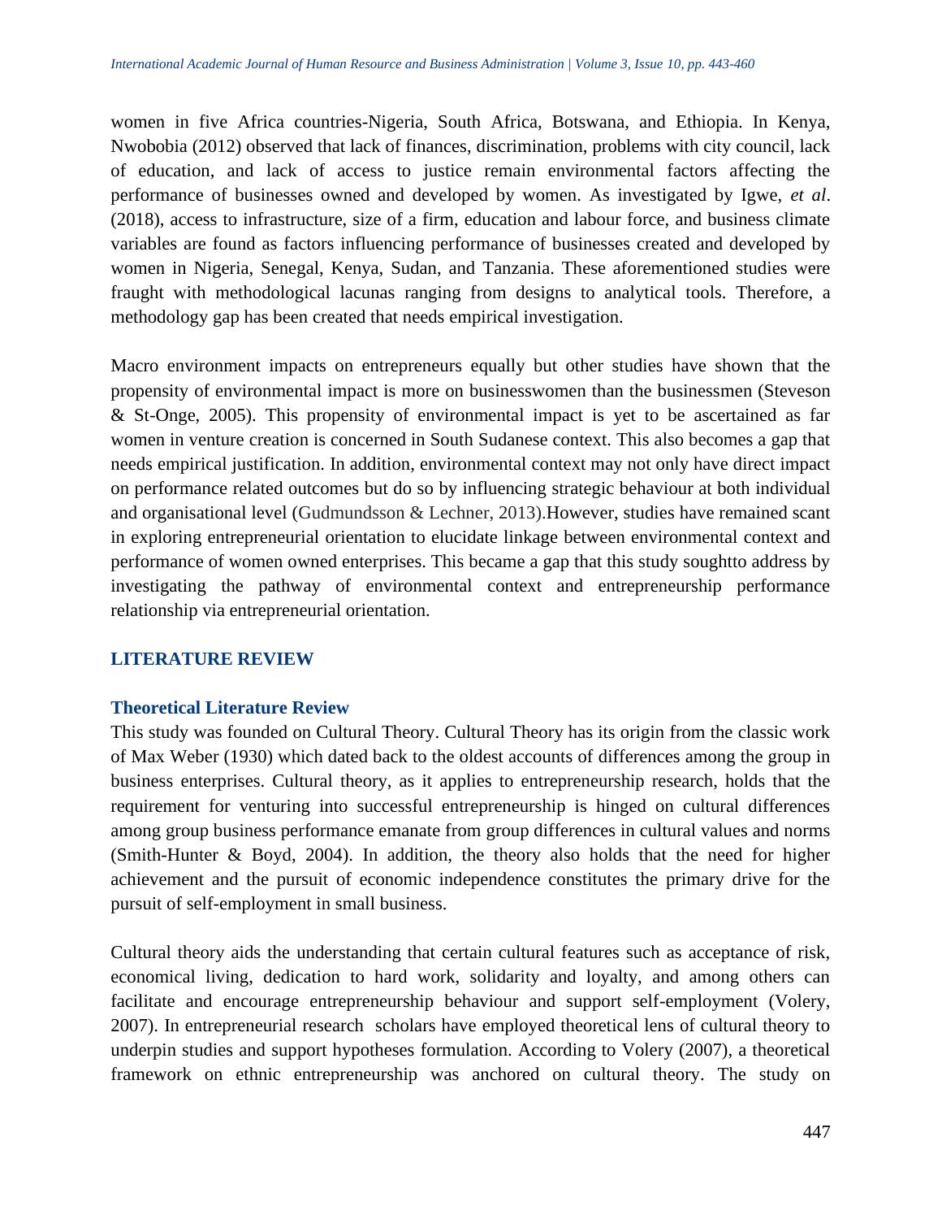women in five Africa countries-Nigeria, South Africa, Botswana, and Ethiopia. In Kenya, Nwobobia (2012) observed that lack of finances, discrimination, problems with city council, lack of education, and lack of access to justice remain environmental factors affecting the performance of businesses owned and developed by women. As investigated by Igwe, *et al*. (2018), access to infrastructure, size of a firm, education and labour force, and business climate variables are found as factors influencing performance of businesses created and developed by women in Nigeria, Senegal, Kenya, Sudan, and Tanzania. These aforementioned studies were fraught with methodological lacunas ranging from designs to analytical tools. Therefore, a methodology gap has been created that needs empirical investigation.

Macro environment impacts on entrepreneurs equally but other studies have shown that the propensity of environmental impact is more on businesswomen than the businessmen (Steveson & St-Onge, 2005). This propensity of environmental impact is yet to be ascertained as far women in venture creation is concerned in South Sudanese context. This also becomes a gap that needs empirical justification. In addition, environmental context may not only have direct impact on performance related outcomes but do so by influencing strategic behaviour at both individual and organisational level (Gudmundsson & Lechner, 2013).However, studies have remained scant in exploring entrepreneurial orientation to elucidate linkage between environmental context and performance of women owned enterprises. This became a gap that this study soughtto address by investigating the pathway of environmental context and entrepreneurship performance relationship via entrepreneurial orientation.

## LITERATURE REVIEW

### Theoretical Literature Review

This study was founded on Cultural Theory. Cultural Theory has its origin from the classic work of Max Weber (1930) which dated back to the oldest accounts of differences among the group in business enterprises. Cultural theory, as it applies to entrepreneurship research, holds that the requirement for venturing into successful entrepreneurship is hinged on cultural differences among group business performance emanate from group differences in cultural values and norms (Smith-Hunter & Boyd, 2004). In addition, the theory also holds that the need for higher achievement and the pursuit of economic independence constitutes the primary drive for the pursuit of self-employment in small business.

Cultural theory aids the understanding that certain cultural features such as acceptance of risk, economical living, dedication to hard work, solidarity and loyalty, and among others can facilitate and encourage entrepreneurship behaviour and support self-employment (Volery, 2007). In entrepreneurial research scholars have employed theoretical lens of cultural theory to underpin studies and support hypotheses formulation. According to Volery (2007), a theoretical framework on ethnic entrepreneurship was anchored on cultural theory. The study on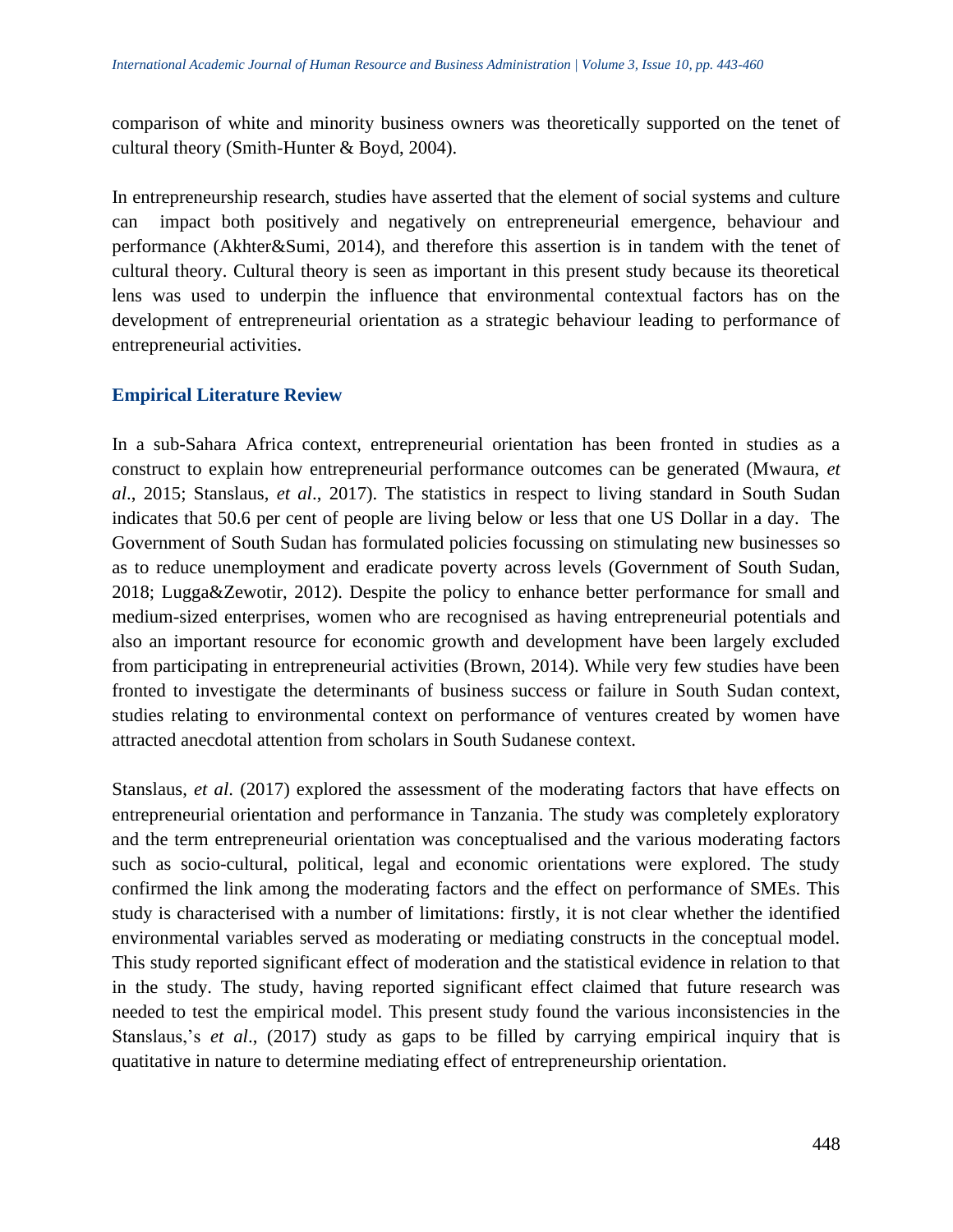comparison of white and minority business owners was theoretically supported on the tenet of cultural theory (Smith-Hunter & Boyd, 2004).

In entrepreneurship research, studies have asserted that the element of social systems and culture can impact both positively and negatively on entrepreneurial emergence, behaviour and performance (Akhter&Sumi, 2014), and therefore this assertion is in tandem with the tenet of cultural theory. Cultural theory is seen as important in this present study because its theoretical lens was used to underpin the influence that environmental contextual factors has on the development of entrepreneurial orientation as a strategic behaviour leading to performance of entrepreneurial activities.

## Empirical Literature Review

In a sub-Sahara Africa context, entrepreneurial orientation has been fronted in studies as a construct to explain how entrepreneurial performance outcomes can be generated (Mwaura, *et al*., 2015; Stanslaus, *et al*., 2017). The statistics in respect to living standard in South Sudan indicates that 50.6 per cent of people are living below or less that one US Dollar in a day. The Government of South Sudan has formulated policies focussing on stimulating new businesses so as to reduce unemployment and eradicate poverty across levels (Government of South Sudan, 2018; Lugga&Zewotir, 2012). Despite the policy to enhance better performance for small and medium-sized enterprises, women who are recognised as having entrepreneurial potentials and also an important resource for economic growth and development have been largely excluded from participating in entrepreneurial activities (Brown, 2014). While very few studies have been fronted to investigate the determinants of business success or failure in South Sudan context, studies relating to environmental context on performance of ventures created by women have attracted anecdotal attention from scholars in South Sudanese context.

Stanslaus, *et al*. (2017) explored the assessment of the moderating factors that have effects on entrepreneurial orientation and performance in Tanzania. The study was completely exploratory and the term entrepreneurial orientation was conceptualised and the various moderating factors such as socio-cultural, political, legal and economic orientations were explored. The study confirmed the link among the moderating factors and the effect on performance of SMEs. This study is characterised with a number of limitations: firstly, it is not clear whether the identified environmental variables served as moderating or mediating constructs in the conceptual model. This study reported significant effect of moderation and the statistical evidence in relation to that in the study. The study, having reported significant effect claimed that future research was needed to test the empirical model. This present study found the various inconsistencies in the Stanslaus,'s *et al*., (2017) study as gaps to be filled by carrying empirical inquiry that is quatitative in nature to determine mediating effect of entrepreneurship orientation.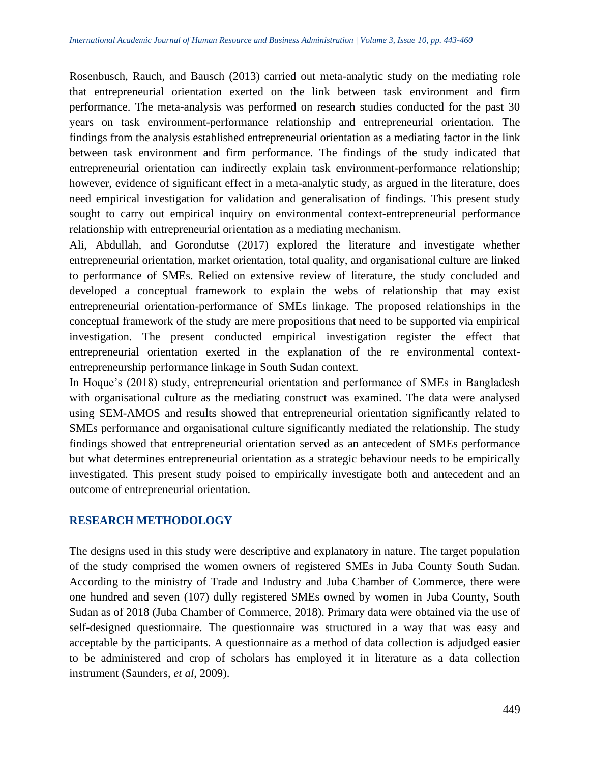Rosenbusch, Rauch, and Bausch (2013) carried out meta-analytic study on the mediating role that entrepreneurial orientation exerted on the link between task environment and firm performance. The meta-analysis was performed on research studies conducted for the past 30 years on task environment-performance relationship and entrepreneurial orientation. The findings from the analysis established entrepreneurial orientation as a mediating factor in the link between task environment and firm performance. The findings of the study indicated that entrepreneurial orientation can indirectly explain task environment-performance relationship; however, evidence of significant effect in a meta-analytic study, as argued in the literature, does need empirical investigation for validation and generalisation of findings. This present study sought to carry out empirical inquiry on environmental context-entrepreneurial performance relationship with entrepreneurial orientation as a mediating mechanism.

Ali, Abdullah, and Gorondutse (2017) explored the literature and investigate whether entrepreneurial orientation, market orientation, total quality, and organisational culture are linked to performance of SMEs. Relied on extensive review of literature, the study concluded and developed a conceptual framework to explain the webs of relationship that may exist entrepreneurial orientation-performance of SMEs linkage. The proposed relationships in the conceptual framework of the study are mere propositions that need to be supported via empirical investigation. The present conducted empirical investigation register the effect that entrepreneurial orientation exerted in the explanation of the re environmental context-entrepreneurship performance linkage in South Sudan context.

In Hoque's (2018) study, entrepreneurial orientation and performance of SMEs in Bangladesh with organisational culture as the mediating construct was examined. The data were analysed using SEM-AMOS and results showed that entrepreneurial orientation significantly related to SMEs performance and organisational culture significantly mediated the relationship. The study findings showed that entrepreneurial orientation served as an antecedent of SMEs performance but what determines entrepreneurial orientation as a strategic behaviour needs to be empirically investigated. This present study poised to empirically investigate both and antecedent and an outcome of entrepreneurial orientation.

## RESEARCH METHODOLOGY

The designs used in this study were descriptive and explanatory in nature. The target population of the study comprised the women owners of registered SMEs in Juba County South Sudan. According to the ministry of Trade and Industry and Juba Chamber of Commerce, there were one hundred and seven (107) dully registered SMEs owned by women in Juba County, South Sudan as of 2018 (Juba Chamber of Commerce, 2018). Primary data were obtained via the use of self-designed questionnaire. The questionnaire was structured in a way that was easy and acceptable by the participants. A questionnaire as a method of data collection is adjudged easier to be administered and crop of scholars has employed it in literature as a data collection instrument (Saunders, *et al*, 2009).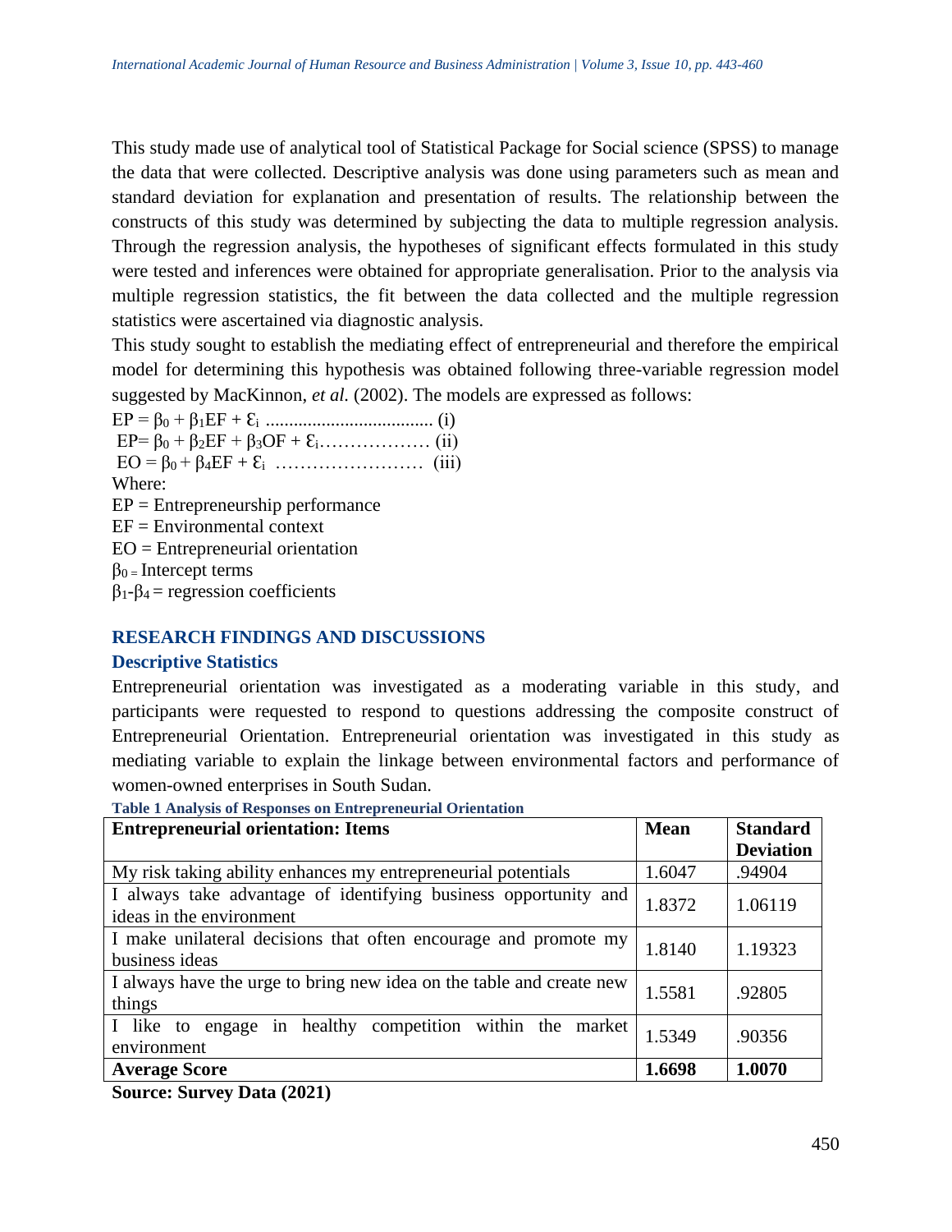This study made use of analytical tool of Statistical Package for Social science (SPSS) to manage the data that were collected. Descriptive analysis was done using parameters such as mean and standard deviation for explanation and presentation of results. The relationship between the constructs of this study was determined by subjecting the data to multiple regression analysis. Through the regression analysis, the hypotheses of significant effects formulated in this study were tested and inferences were obtained for appropriate generalisation. Prior to the analysis via multiple regression statistics, the fit between the data collected and the multiple regression statistics were ascertained via diagnostic analysis.

This study sought to establish the mediating effect of entrepreneurial and therefore the empirical model for determining this hypothesis was obtained following three-variable regression model suggested by MacKinnon, *et al.* (2002). The models are expressed as follows:

$EP = \beta_0 + \beta_1 EF + \varepsilon_i$ .................................... (i)

$EP = \beta_0 + \beta_2 EF + \beta_3 OF + \varepsilon_i$……………… (ii)

$EO = \beta_0 + \beta_4 EF + \varepsilon_i$ …………………… (iii)

Where:

EP = Entrepreneurship performance

EF = Environmental context

EO = Entrepreneurial orientation

$\beta_0$ = Intercept terms

$\beta_1$-$\beta_4$ = regression coefficients

## RESEARCH FINDINGS AND DISCUSSIONS

### Descriptive Statistics

Entrepreneurial orientation was investigated as a moderating variable in this study, and participants were requested to respond to questions addressing the composite construct of Entrepreneurial Orientation. Entrepreneurial orientation was investigated in this study as mediating variable to explain the linkage between environmental factors and performance of women-owned enterprises in South Sudan.

**Table 1 Analysis of Responses on Entrepreneurial Orientation**

| Entrepreneurial orientation: Items | Mean | Standard Deviation |
|---|---|---|
| My risk taking ability enhances my entrepreneurial potentials | 1.6047 | .94904 |
| I always take advantage of identifying business opportunity and ideas in the environment | 1.8372 | 1.06119 |
| I make unilateral decisions that often encourage and promote my business ideas | 1.8140 | 1.19323 |
| I always have the urge to bring new idea on the table and create new things | 1.5581 | .92805 |
| I like to engage in healthy competition within the market environment | 1.5349 | .90356 |
| **Average Score** | **1.6698** | **1.0070** |

**Source: Survey Data (2021)**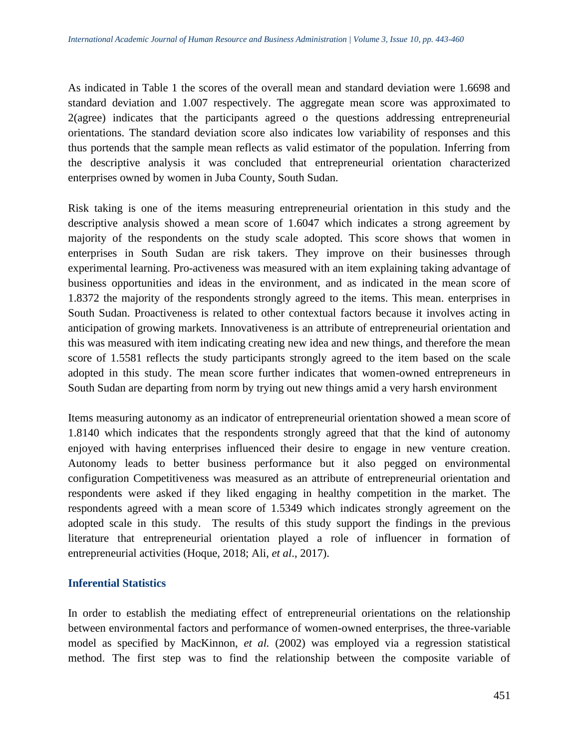As indicated in Table 1 the scores of the overall mean and standard deviation were 1.6698 and standard deviation and 1.007 respectively. The aggregate mean score was approximated to 2(agree) indicates that the participants agreed o the questions addressing entrepreneurial orientations. The standard deviation score also indicates low variability of responses and this thus portends that the sample mean reflects as valid estimator of the population. Inferring from the descriptive analysis it was concluded that entrepreneurial orientation characterized enterprises owned by women in Juba County, South Sudan.

Risk taking is one of the items measuring entrepreneurial orientation in this study and the descriptive analysis showed a mean score of 1.6047 which indicates a strong agreement by majority of the respondents on the study scale adopted. This score shows that women in enterprises in South Sudan are risk takers. They improve on their businesses through experimental learning. Pro-activeness was measured with an item explaining taking advantage of business opportunities and ideas in the environment, and as indicated in the mean score of 1.8372 the majority of the respondents strongly agreed to the items. This mean. enterprises in South Sudan. Proactiveness is related to other contextual factors because it involves acting in anticipation of growing markets. Innovativeness is an attribute of entrepreneurial orientation and this was measured with item indicating creating new idea and new things, and therefore the mean score of 1.5581 reflects the study participants strongly agreed to the item based on the scale adopted in this study. The mean score further indicates that women-owned entrepreneurs in South Sudan are departing from norm by trying out new things amid a very harsh environment

Items measuring autonomy as an indicator of entrepreneurial orientation showed a mean score of 1.8140 which indicates that the respondents strongly agreed that that the kind of autonomy enjoyed with having enterprises influenced their desire to engage in new venture creation. Autonomy leads to better business performance but it also pegged on environmental configuration Competitiveness was measured as an attribute of entrepreneurial orientation and respondents were asked if they liked engaging in healthy competition in the market. The respondents agreed with a mean score of 1.5349 which indicates strongly agreement on the adopted scale in this study. The results of this study support the findings in the previous literature that entrepreneurial orientation played a role of influencer in formation of entrepreneurial activities (Hoque, 2018; Ali, *et al*., 2017).

## Inferential Statistics

In order to establish the mediating effect of entrepreneurial orientations on the relationship between environmental factors and performance of women-owned enterprises, the three-variable model as specified by MacKinnon, *et al.* (2002) was employed via a regression statistical method. The first step was to find the relationship between the composite variable of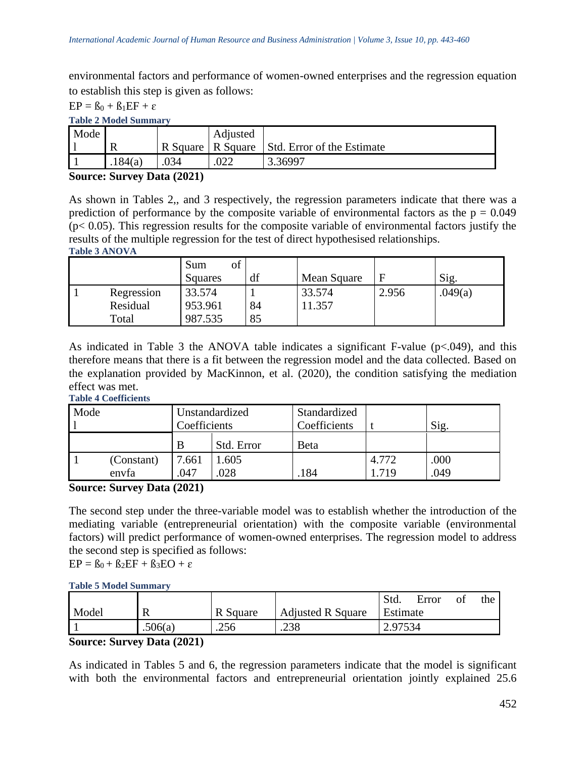environmental factors and performance of women-owned enterprises and the regression equation to establish this step is given as follows:

$EP = ß_0 + ß_1EF + \varepsilon$

**Table 2 Model Summary**

| Model | R | R Square | Adjusted R Square | Std. Error of the Estimate |
|---|---|---|---|---|
| 1 | .184(a) | .034 | .022 | 3.36997 |

**Source: Survey Data (2021)**

As shown in Tables 2,, and 3 respectively, the regression parameters indicate that there was a prediction of performance by the composite variable of environmental factors as the $p = 0.049$ ($p < 0.05$). This regression results for the composite variable of environmental factors justify the results of the multiple regression for the test of direct hypothesised relationships.

**Table 3 ANOVA**

| | | Sum of Squares | df | Mean Square | F | Sig. |
|---|---|---|---|---|---|---|
| 1 | Regression | 33.574 | 1 | 33.574 | 2.956 | .049(a) |
| | Residual | 953.961 | 84 | 11.357 | | |
| | Total | 987.535 | 85 | | | |

As indicated in Table 3 the ANOVA table indicates a significant F-value ($p<.049$), and this therefore means that there is a fit between the regression model and the data collected. Based on the explanation provided by MacKinnon, et al. (2020), the condition satisfying the mediation effect was met.

**Table 4 Coefficients**

| Model | | Unstandardized Coefficients | | Standardized Coefficients | t | Sig. |
|---|---|---|---|---|---|---|
| | | B | Std. Error | Beta | | |
| 1 | (Constant) | 7.661 | 1.605 | | 4.772 | .000 |
| | envfa | .047 | .028 | .184 | 1.719 | .049 |

**Source: Survey Data (2021)**

The second step under the three-variable model was to establish whether the introduction of the mediating variable (entrepreneurial orientation) with the composite variable (environmental factors) will predict performance of women-owned enterprises. The regression model to address the second step is specified as follows:

$EP = ß_0 + ß_2EF + ß_3EO + \varepsilon$

**Table 5 Model Summary**

| Model | R | R Square | Adjusted R Square | Std. Error of the Estimate |
|---|---|---|---|---|
| 1 | .506(a) | .256 | .238 | 2.97534 |

**Source: Survey Data (2021)**

As indicated in Tables 5 and 6, the regression parameters indicate that the model is significant with both the environmental factors and entrepreneurial orientation jointly explained 25.6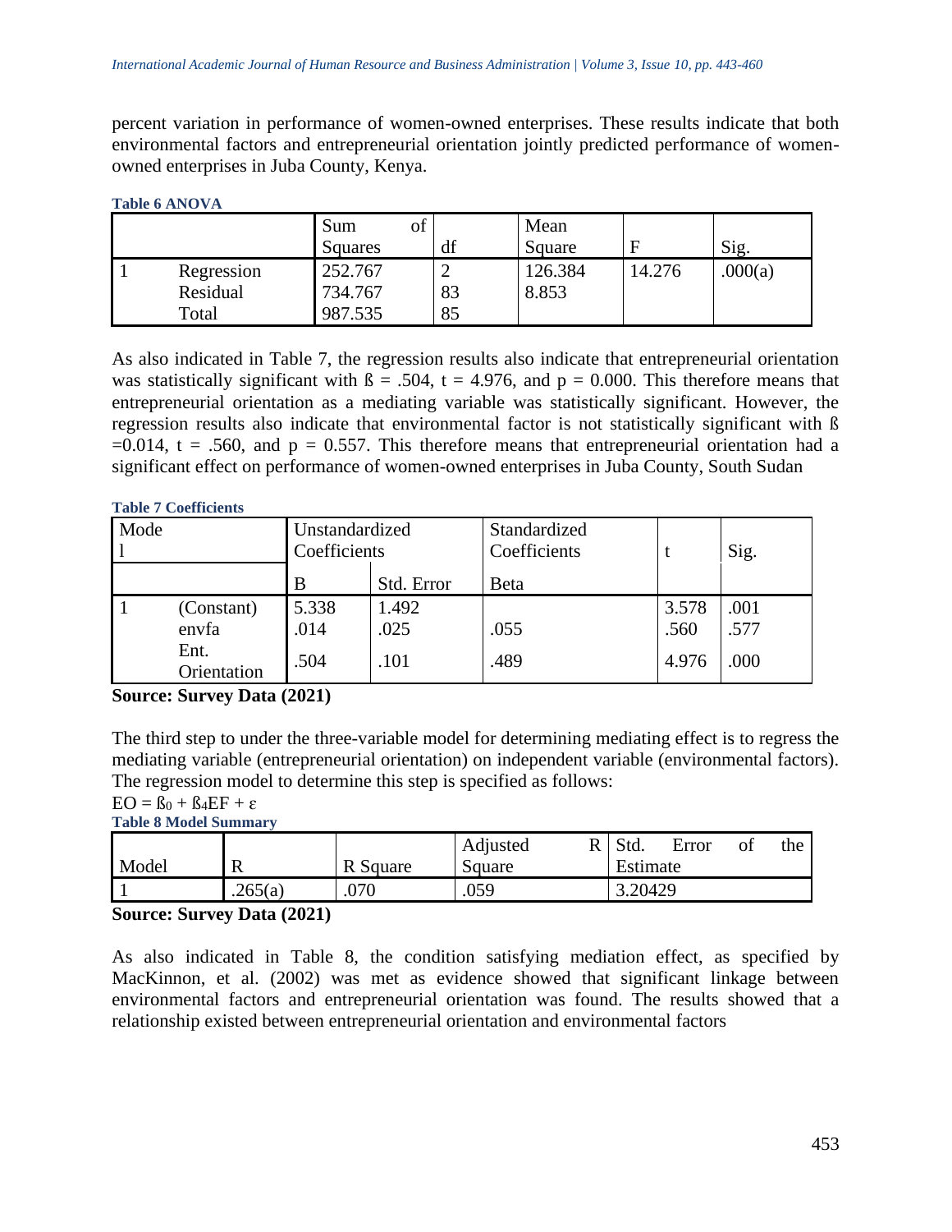percent variation in performance of women-owned enterprises. These results indicate that both environmental factors and entrepreneurial orientation jointly predicted performance of women-owned enterprises in Juba County, Kenya.

**Table 6 ANOVA**

| | | Sum of Squares | df | Mean Square | F | Sig. |
|---|---|---|---|---|---|---|
| 1 | Regression | 252.767 | 2 | 126.384 | 14.276 | .000(a) |
| | Residual | 734.767 | 83 | 8.853 | | |
| | Total | 987.535 | 85 | | | |

As also indicated in Table 7, the regression results also indicate that entrepreneurial orientation was statistically significant with ß = .504, t = 4.976, and p = 0.000. This therefore means that entrepreneurial orientation as a mediating variable was statistically significant. However, the regression results also indicate that environmental factor is not statistically significant with ß =0.014, t = .560, and p = 0.557. This therefore means that entrepreneurial orientation had a significant effect on performance of women-owned enterprises in Juba County, South Sudan

**Table 7 Coefficients**

| Model | | Unstandardized Coefficients | | Standardized Coefficients | t | Sig. |
|---|---|---|---|---|---|---|
| | | B | Std. Error | Beta | | |
| 1 | (Constant) | 5.338 | 1.492 | | 3.578 | .001 |
| | envfa | .014 | .025 | .055 | .560 | .577 |
| | Ent. Orientation | .504 | .101 | .489 | 4.976 | .000 |

**Source: Survey Data (2021)**

The third step to under the three-variable model for determining mediating effect is to regress the mediating variable (entrepreneurial orientation) on independent variable (environmental factors). The regression model to determine this step is specified as follows:

$EO = ß_0 + ß_4EF + \varepsilon$

**Table 8 Model Summary**

| Model | R | R Square | Adjusted R Square | Std. Error of the Estimate |
|---|---|---|---|---|
| 1 | .265(a) | .070 | .059 | 3.20429 |

**Source: Survey Data (2021)**

As also indicated in Table 8, the condition satisfying mediation effect, as specified by MacKinnon, et al. (2002) was met as evidence showed that significant linkage between environmental factors and entrepreneurial orientation was found. The results showed that a relationship existed between entrepreneurial orientation and environmental factors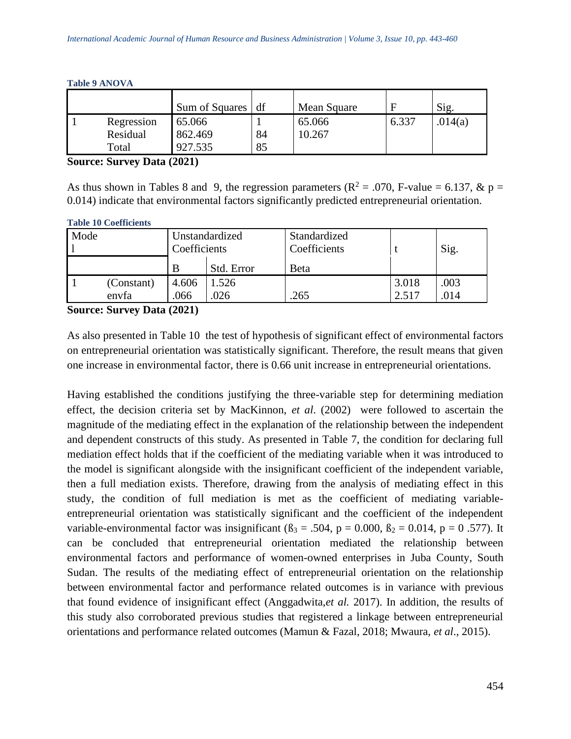**Table 9 ANOVA**

| | | Sum of Squares | df | Mean Square | F | Sig. |
|---|---|---|---|---|---|---|
| 1 | Regression | 65.066 | 1 | 65.066 | 6.337 | .014(a) |
| | Residual | 862.469 | 84 | 10.267 | | |
| | Total | 927.535 | 85 | | | |

**Source: Survey Data (2021)**

As thus shown in Tables 8 and 9, the regression parameters ($R^2$ = .070, F-value = 6.137, & p = 0.014) indicate that environmental factors significantly predicted entrepreneurial orientation.

**Table 10 Coefficients**

| Model | | Unstandardized Coefficients | | Standardized Coefficients | t | Sig. |
|---|---|---|---|---|---|---|
| | | B | Std. Error | Beta | | |
| 1 | (Constant) | 4.606 | 1.526 | | 3.018 | .003 |
| | envfa | .066 | .026 | .265 | 2.517 | .014 |

**Source: Survey Data (2021)**

As also presented in Table 10 the test of hypothesis of significant effect of environmental factors on entrepreneurial orientation was statistically significant. Therefore, the result means that given one increase in environmental factor, there is 0.66 unit increase in entrepreneurial orientations.

Having established the conditions justifying the three-variable step for determining mediation effect, the decision criteria set by MacKinnon, *et al*. (2002) were followed to ascertain the magnitude of the mediating effect in the explanation of the relationship between the independent and dependent constructs of this study. As presented in Table 7, the condition for declaring full mediation effect holds that if the coefficient of the mediating variable when it was introduced to the model is significant alongside with the insignificant coefficient of the independent variable, then a full mediation exists. Therefore, drawing from the analysis of mediating effect in this study, the condition of full mediation is met as the coefficient of mediating variable-entrepreneurial orientation was statistically significant and the coefficient of the independent variable-environmental factor was insignificant ($ß_3$ = .504, p = 0.000, $ß_2$ = 0.014, p = 0 .577). It can be concluded that entrepreneurial orientation mediated the relationship between environmental factors and performance of women-owned enterprises in Juba County, South Sudan. The results of the mediating effect of entrepreneurial orientation on the relationship between environmental factor and performance related outcomes is in variance with previous that found evidence of insignificant effect (Anggadwita,*et al.* 2017). In addition, the results of this study also corroborated previous studies that registered a linkage between entrepreneurial orientations and performance related outcomes (Mamun & Fazal, 2018; Mwaura, *et al*., 2015).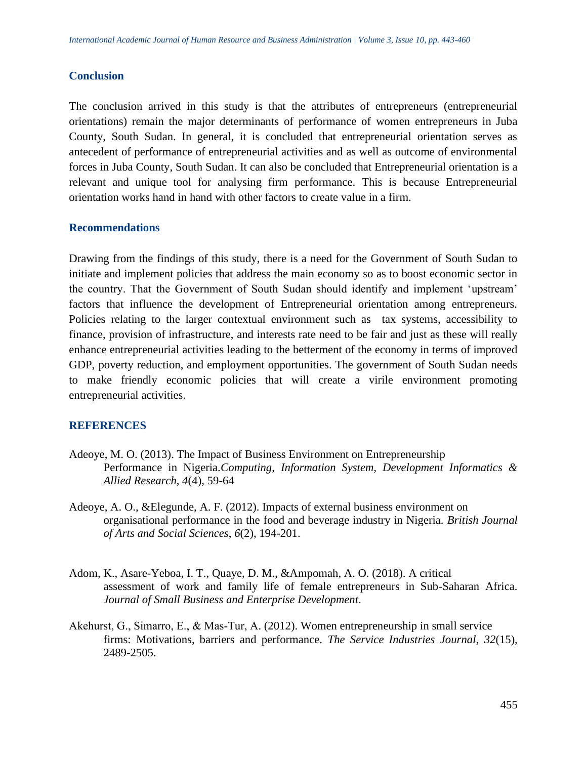## Conclusion

The conclusion arrived in this study is that the attributes of entrepreneurs (entrepreneurial orientations) remain the major determinants of performance of women entrepreneurs in Juba County, South Sudan. In general, it is concluded that entrepreneurial orientation serves as antecedent of performance of entrepreneurial activities and as well as outcome of environmental forces in Juba County, South Sudan. It can also be concluded that Entrepreneurial orientation is a relevant and unique tool for analysing firm performance. This is because Entrepreneurial orientation works hand in hand with other factors to create value in a firm.

## Recommendations

Drawing from the findings of this study, there is a need for the Government of South Sudan to initiate and implement policies that address the main economy so as to boost economic sector in the country. That the Government of South Sudan should identify and implement 'upstream' factors that influence the development of Entrepreneurial orientation among entrepreneurs. Policies relating to the larger contextual environment such as tax systems, accessibility to finance, provision of infrastructure, and interests rate need to be fair and just as these will really enhance entrepreneurial activities leading to the betterment of the economy in terms of improved GDP, poverty reduction, and employment opportunities. The government of South Sudan needs to make friendly economic policies that will create a virile environment promoting entrepreneurial activities.

## REFERENCES

Adeoye, M. O. (2013). The Impact of Business Environment on Entrepreneurship Performance in Nigeria.*Computing, Information System, Development Informatics & Allied Research*, *4*(4), 59-64

Adeoye, A. O., &Elegunde, A. F. (2012). Impacts of external business environment on organisational performance in the food and beverage industry in Nigeria. *British Journal of Arts and Social Sciences*, *6*(2), 194-201.

Adom, K., Asare-Yeboa, I. T., Quaye, D. M., &Ampomah, A. O. (2018). A critical assessment of work and family life of female entrepreneurs in Sub-Saharan Africa. *Journal of Small Business and Enterprise Development*.

Akehurst, G., Simarro, E., & Mas-Tur, A. (2012). Women entrepreneurship in small service firms: Motivations, barriers and performance. *The Service Industries Journal*, *32*(15), 2489-2505.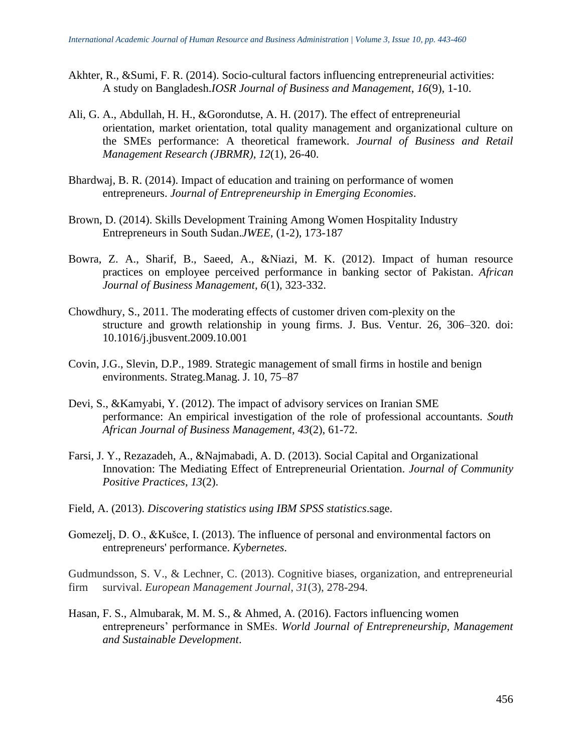Akhter, R., &Sumi, F. R. (2014). Socio-cultural factors influencing entrepreneurial activities: A study on Bangladesh.*IOSR Journal of Business and Management*, *16*(9), 1-10.

Ali, G. A., Abdullah, H. H., &Gorondutse, A. H. (2017). The effect of entrepreneurial orientation, market orientation, total quality management and organizational culture on the SMEs performance: A theoretical framework. *Journal of Business and Retail Management Research (JBRMR)*, *12*(1), 26-40.

Bhardwaj, B. R. (2014). Impact of education and training on performance of women entrepreneurs. *Journal of Entrepreneurship in Emerging Economies*.

Brown, D. (2014). Skills Development Training Among Women Hospitality Industry Entrepreneurs in South Sudan.*JWEE*, (1-2), 173-187

Bowra, Z. A., Sharif, B., Saeed, A., &Niazi, M. K. (2012). Impact of human resource practices on employee perceived performance in banking sector of Pakistan. *African Journal of Business Management*, *6*(1), 323-332.

Chowdhury, S., 2011. The moderating effects of customer driven com-plexity on the structure and growth relationship in young firms. J. Bus. Ventur. 26, 306–320. doi: 10.1016/j.jbusvent.2009.10.001

Covin, J.G., Slevin, D.P., 1989. Strategic management of small firms in hostile and benign environments. Strateg.Manag. J. 10, 75–87

Devi, S., &Kamyabi, Y. (2012). The impact of advisory services on Iranian SME performance: An empirical investigation of the role of professional accountants. *South African Journal of Business Management*, *43*(2), 61-72.

Farsi, J. Y., Rezazadeh, A., &Najmabadi, A. D. (2013). Social Capital and Organizational Innovation: The Mediating Effect of Entrepreneurial Orientation. *Journal of Community Positive Practices*, *13*(2).

Field, A. (2013). *Discovering statistics using IBM SPSS statistics*.sage.

Gomezelj, D. O., &Kušce, I. (2013). The influence of personal and environmental factors on entrepreneurs' performance. *Kybernetes*.

Gudmundsson, S. V., & Lechner, C. (2013). Cognitive biases, organization, and entrepreneurial firm survival. *European Management Journal*, *31*(3), 278-294.

Hasan, F. S., Almubarak, M. M. S., & Ahmed, A. (2016). Factors influencing women entrepreneurs' performance in SMEs. *World Journal of Entrepreneurship, Management and Sustainable Development*.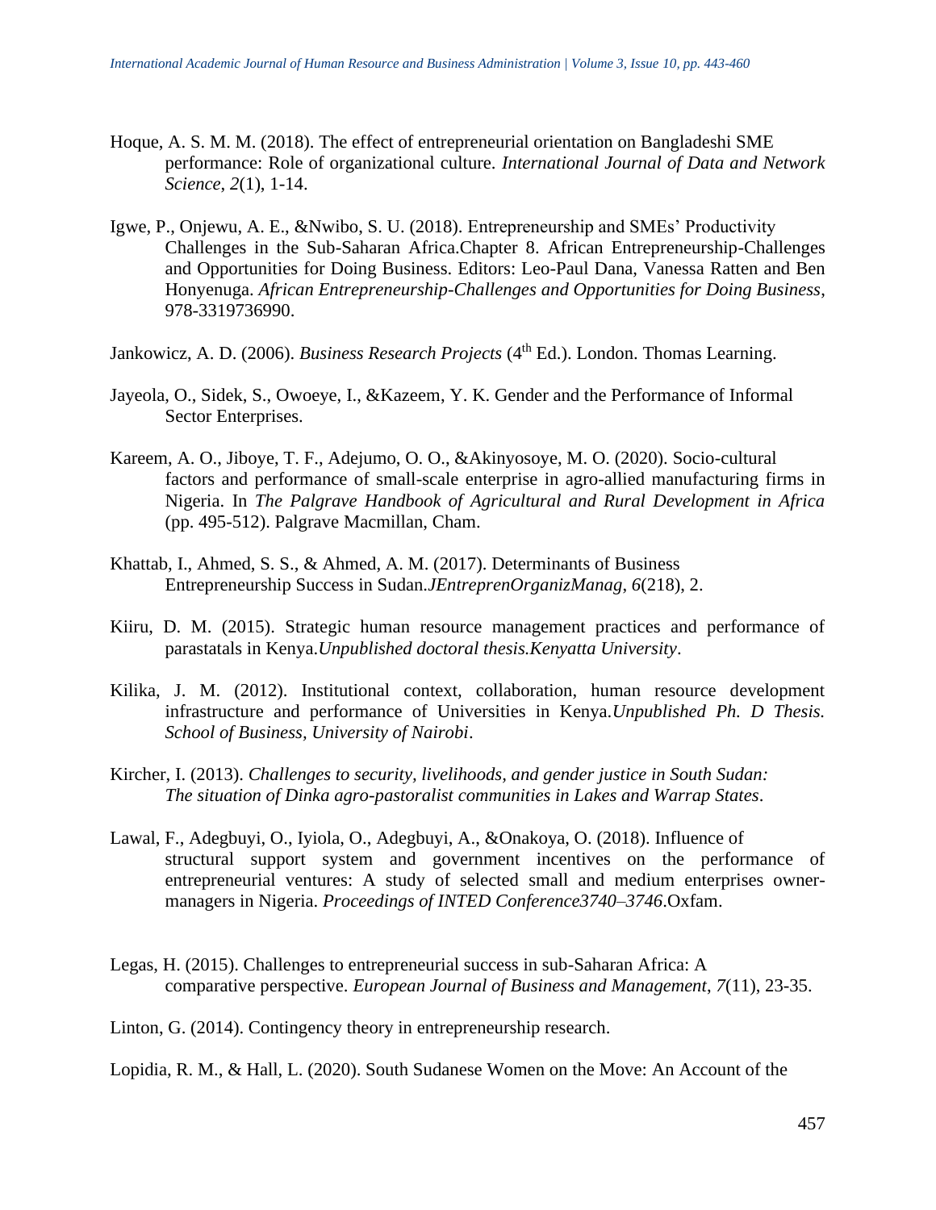Hoque, A. S. M. M. (2018). The effect of entrepreneurial orientation on Bangladeshi SME performance: Role of organizational culture. *International Journal of Data and Network Science*, *2*(1), 1-14.

Igwe, P., Onjewu, A. E., &Nwibo, S. U. (2018). Entrepreneurship and SMEs' Productivity Challenges in the Sub-Saharan Africa.Chapter 8. African Entrepreneurship-Challenges and Opportunities for Doing Business. Editors: Leo-Paul Dana, Vanessa Ratten and Ben Honyenuga. *African Entrepreneurship-Challenges and Opportunities for Doing Business*, 978-3319736990.

Jankowicz, A. D. (2006). *Business Research Projects* (4th Ed.). London. Thomas Learning.

Jayeola, O., Sidek, S., Owoeye, I., &Kazeem, Y. K. Gender and the Performance of Informal Sector Enterprises.

Kareem, A. O., Jiboye, T. F., Adejumo, O. O., &Akinyosoye, M. O. (2020). Socio-cultural factors and performance of small-scale enterprise in agro-allied manufacturing firms in Nigeria. In *The Palgrave Handbook of Agricultural and Rural Development in Africa* (pp. 495-512). Palgrave Macmillan, Cham.

Khattab, I., Ahmed, S. S., & Ahmed, A. M. (2017). Determinants of Business Entrepreneurship Success in Sudan.*JEntreprenOrganizManag*, *6*(218), 2.

Kiiru, D. M. (2015). Strategic human resource management practices and performance of parastatals in Kenya.*Unpublished doctoral thesis.Kenyatta University*.

Kilika, J. M. (2012). Institutional context, collaboration, human resource development infrastructure and performance of Universities in Kenya.*Unpublished Ph. D Thesis. School of Business, University of Nairobi*.

Kircher, I. (2013). *Challenges to security, livelihoods, and gender justice in South Sudan: The situation of Dinka agro-pastoralist communities in Lakes and Warrap States*.

Lawal, F., Adegbuyi, O., Iyiola, O., Adegbuyi, A., &Onakoya, O. (2018). Influence of structural support system and government incentives on the performance of entrepreneurial ventures: A study of selected small and medium enterprises owner-managers in Nigeria. *Proceedings of INTED Conference3740–3746*.Oxfam.

Legas, H. (2015). Challenges to entrepreneurial success in sub-Saharan Africa: A comparative perspective. *European Journal of Business and Management*, *7*(11), 23-35.

Linton, G. (2014). Contingency theory in entrepreneurship research.

Lopidia, R. M., & Hall, L. (2020). South Sudanese Women on the Move: An Account of the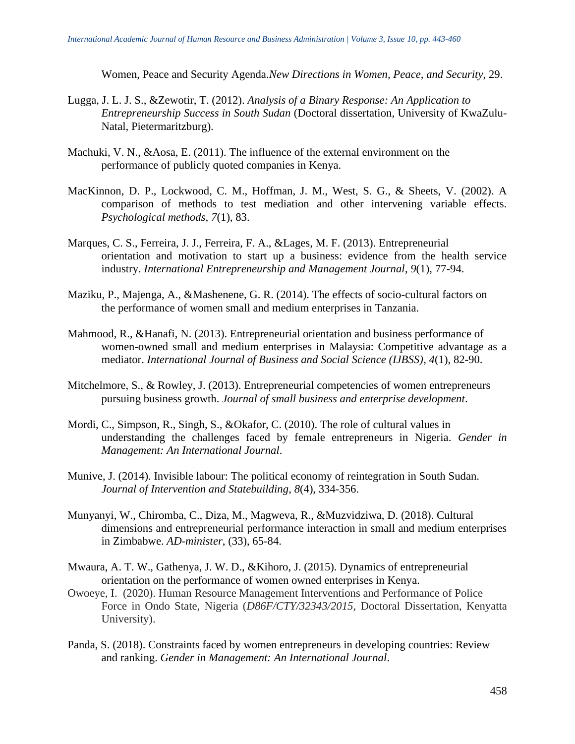Women, Peace and Security Agenda.*New Directions in Women, Peace, and Security*, 29.

Lugga, J. L. J. S., &Zewotir, T. (2012). *Analysis of a Binary Response: An Application to Entrepreneurship Success in South Sudan* (Doctoral dissertation, University of KwaZulu-Natal, Pietermaritzburg).

Machuki, V. N., &Aosa, E. (2011). The influence of the external environment on the performance of publicly quoted companies in Kenya.

MacKinnon, D. P., Lockwood, C. M., Hoffman, J. M., West, S. G., & Sheets, V. (2002). A comparison of methods to test mediation and other intervening variable effects. *Psychological methods*, *7*(1), 83.

Marques, C. S., Ferreira, J. J., Ferreira, F. A., &Lages, M. F. (2013). Entrepreneurial orientation and motivation to start up a business: evidence from the health service industry. *International Entrepreneurship and Management Journal*, *9*(1), 77-94.

Maziku, P., Majenga, A., &Mashenene, G. R. (2014). The effects of socio-cultural factors on the performance of women small and medium enterprises in Tanzania.

Mahmood, R., &Hanafi, N. (2013). Entrepreneurial orientation and business performance of women-owned small and medium enterprises in Malaysia: Competitive advantage as a mediator. *International Journal of Business and Social Science (IJBSS)*, *4*(1), 82-90.

Mitchelmore, S., & Rowley, J. (2013). Entrepreneurial competencies of women entrepreneurs pursuing business growth. *Journal of small business and enterprise development*.

Mordi, C., Simpson, R., Singh, S., &Okafor, C. (2010). The role of cultural values in understanding the challenges faced by female entrepreneurs in Nigeria. *Gender in Management: An International Journal*.

Munive, J. (2014). Invisible labour: The political economy of reintegration in South Sudan. *Journal of Intervention and Statebuilding*, *8*(4), 334-356.

Munyanyi, W., Chiromba, C., Diza, M., Magweva, R., &Muzvidziwa, D. (2018). Cultural dimensions and entrepreneurial performance interaction in small and medium enterprises in Zimbabwe. *AD-minister*, (33), 65-84.

Mwaura, A. T. W., Gathenya, J. W. D., &Kihoro, J. (2015). Dynamics of entrepreneurial orientation on the performance of women owned enterprises in Kenya.

Owoeye, I. (2020). Human Resource Management Interventions and Performance of Police Force in Ondo State, Nigeria (*D86F/CTY/32343/2015*, Doctoral Dissertation, Kenyatta University).

Panda, S. (2018). Constraints faced by women entrepreneurs in developing countries: Review and ranking. *Gender in Management: An International Journal*.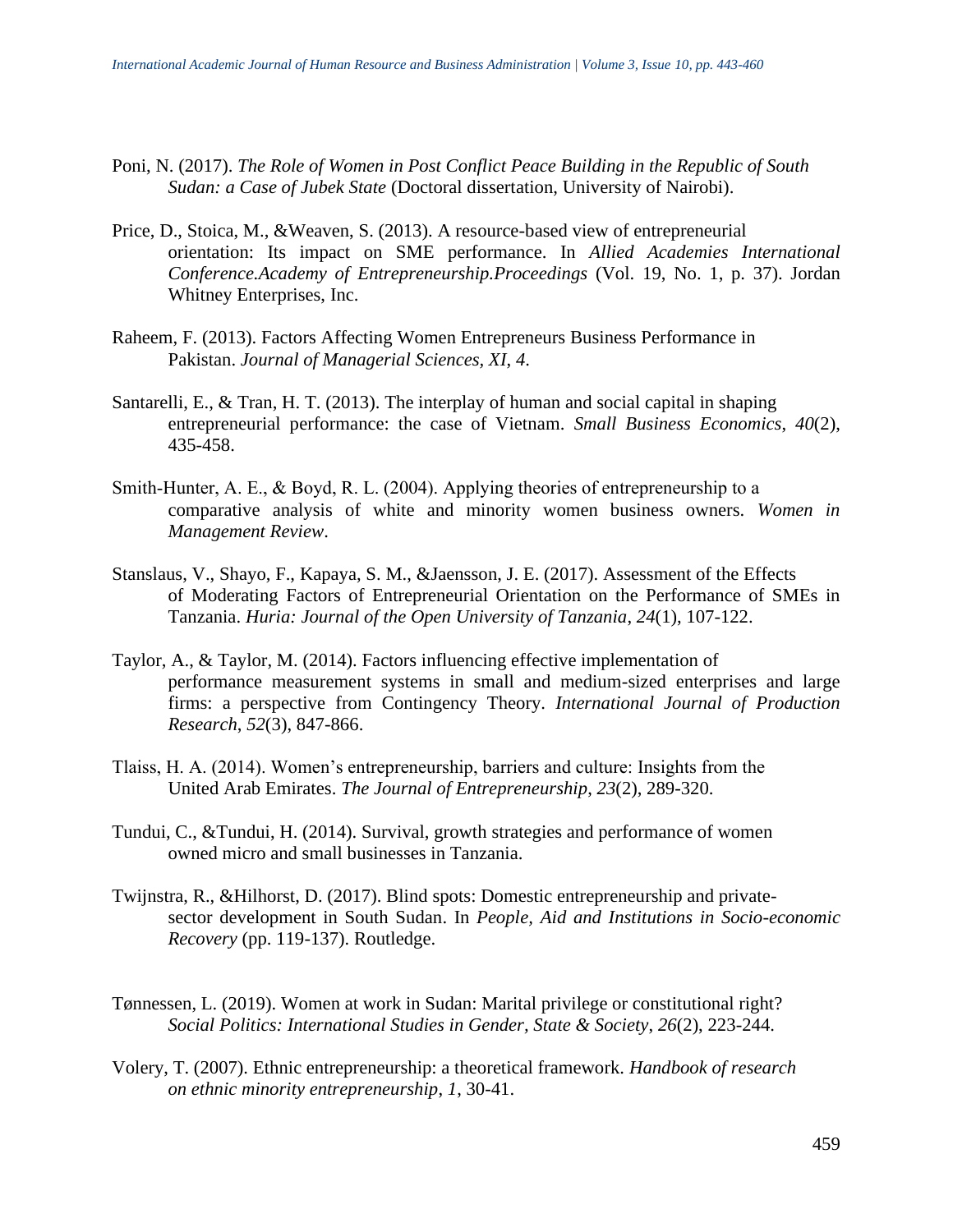Poni, N. (2017). *The Role of Women in Post Conflict Peace Building in the Republic of South Sudan: a Case of Jubek State* (Doctoral dissertation, University of Nairobi).

Price, D., Stoica, M., &Weaven, S. (2013). A resource-based view of entrepreneurial orientation: Its impact on SME performance. In *Allied Academies International Conference.Academy of Entrepreneurship.Proceedings* (Vol. 19, No. 1, p. 37). Jordan Whitney Enterprises, Inc.

Raheem, F. (2013). Factors Affecting Women Entrepreneurs Business Performance in Pakistan. *Journal of Managerial Sciences*, *XI*, *4*.

Santarelli, E., & Tran, H. T. (2013). The interplay of human and social capital in shaping entrepreneurial performance: the case of Vietnam. *Small Business Economics*, *40*(2), 435-458.

Smith-Hunter, A. E., & Boyd, R. L. (2004). Applying theories of entrepreneurship to a comparative analysis of white and minority women business owners. *Women in Management Review*.

Stanslaus, V., Shayo, F., Kapaya, S. M., &Jaensson, J. E. (2017). Assessment of the Effects of Moderating Factors of Entrepreneurial Orientation on the Performance of SMEs in Tanzania. *Huria: Journal of the Open University of Tanzania*, *24*(1), 107-122.

Taylor, A., & Taylor, M. (2014). Factors influencing effective implementation of performance measurement systems in small and medium-sized enterprises and large firms: a perspective from Contingency Theory. *International Journal of Production Research*, *52*(3), 847-866.

Tlaiss, H. A. (2014). Women's entrepreneurship, barriers and culture: Insights from the United Arab Emirates. *The Journal of Entrepreneurship*, *23*(2), 289-320.

Tundui, C., &Tundui, H. (2014). Survival, growth strategies and performance of women owned micro and small businesses in Tanzania.

Twijnstra, R., &Hilhorst, D. (2017). Blind spots: Domestic entrepreneurship and private-sector development in South Sudan. In *People, Aid and Institutions in Socio-economic Recovery* (pp. 119-137). Routledge.

Tønnessen, L. (2019). Women at work in Sudan: Marital privilege or constitutional right? *Social Politics: International Studies in Gender, State & Society*, *26*(2), 223-244.

Volery, T. (2007). Ethnic entrepreneurship: a theoretical framework. *Handbook of research on ethnic minority entrepreneurship*, *1*, 30-41.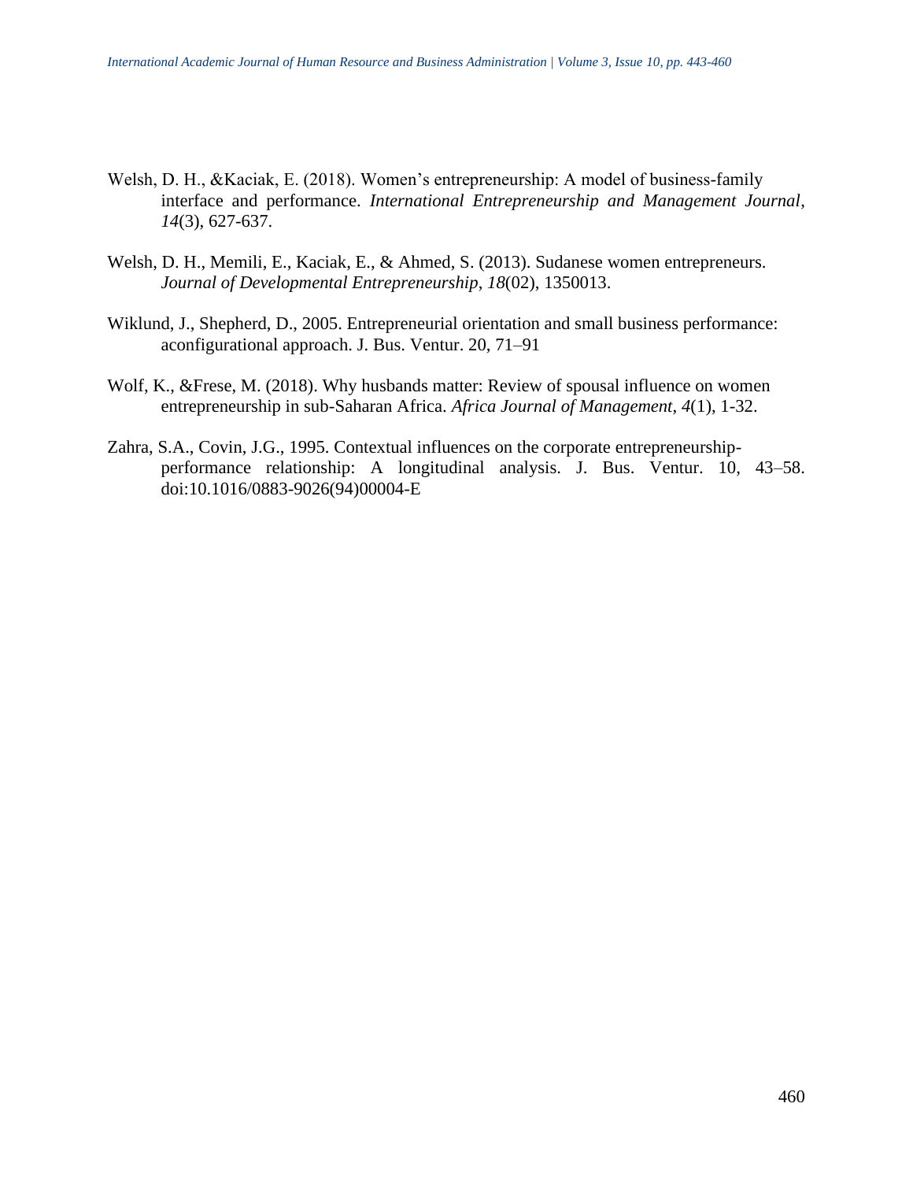Welsh, D. H., &Kaciak, E. (2018). Women's entrepreneurship: A model of business-family interface and performance. *International Entrepreneurship and Management Journal*, *14*(3), 627-637.

Welsh, D. H., Memili, E., Kaciak, E., & Ahmed, S. (2013). Sudanese women entrepreneurs. *Journal of Developmental Entrepreneurship*, *18*(02), 1350013.

Wiklund, J., Shepherd, D., 2005. Entrepreneurial orientation and small business performance: aconfigurational approach. J. Bus. Ventur. 20, 71–91

Wolf, K., &Frese, M. (2018). Why husbands matter: Review of spousal influence on women entrepreneurship in sub-Saharan Africa. *Africa Journal of Management*, *4*(1), 1-32.

Zahra, S.A., Covin, J.G., 1995. Contextual influences on the corporate entrepreneurship-performance relationship: A longitudinal analysis. J. Bus. Ventur. 10, 43–58. doi:10.1016/0883-9026(94)00004-E